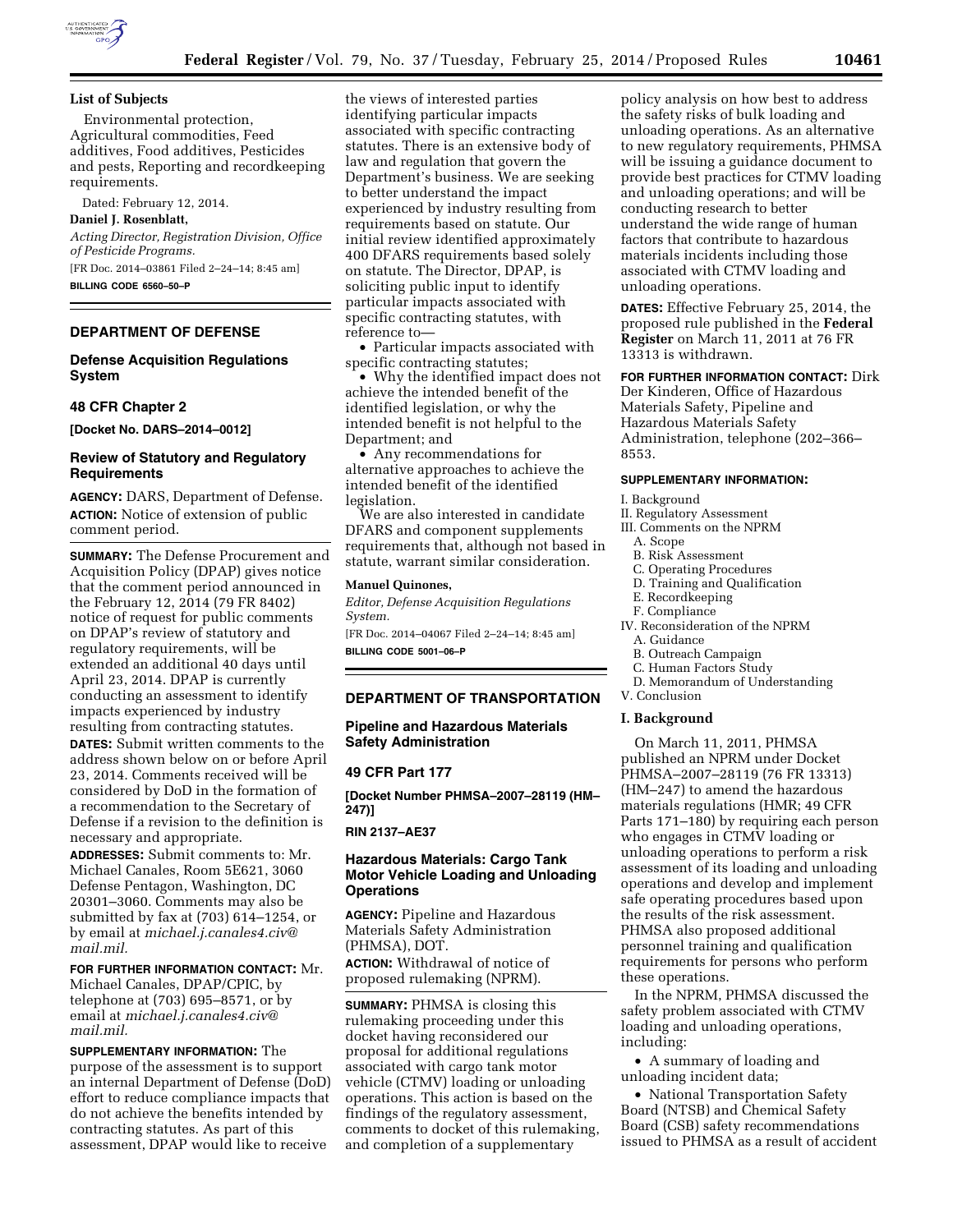### List of Subjects

Environmental protection, Agricultural commodities, Feed additives, Food additives, Pesticides and pests, Reporting and recordkeeping requirements.

Dated: February 12, 2014.

**Daniel J. Rosenblatt,**

*Acting Director, Registration Division, Office of Pesticide Programs.*

[FR Doc. 2014–03861 Filed 2–24–14; 8:45 am]

**BILLING CODE 6560–50–P**

## DEPARTMENT OF DEFENSE

### Defense Acquisition Regulations System

### 48 CFR Chapter 2

**[Docket No. DARS–2014–0012]**

### Review of Statutory and Regulatory Requirements

**AGENCY:** DARS, Department of Defense.

**ACTION:** Notice of extension of public comment period.

**SUMMARY:** The Defense Procurement and Acquisition Policy (DPAP) gives notice that the comment period announced in the February 12, 2014 (79 FR 8402) notice of request for public comments on DPAP's review of statutory and regulatory requirements, will be extended an additional 40 days until April 23, 2014. DPAP is currently conducting an assessment to identify impacts experienced by industry resulting from contracting statutes.

**DATES:** Submit written comments to the address shown below on or before April 23, 2014. Comments received will be considered by DoD in the formation of a recommendation to the Secretary of Defense if a revision to the definition is necessary and appropriate.

**ADDRESSES:** Submit comments to: Mr. Michael Canales, Room 5E621, 3060 Defense Pentagon, Washington, DC 20301–3060. Comments may also be submitted by fax at (703) 614–1254, or by email at *michael.j.canales4.civ@mail.mil.*

**FOR FURTHER INFORMATION CONTACT:** Mr. Michael Canales, DPAP/CPIC, by telephone at (703) 695–8571, or by email at *michael.j.canales4.civ@mail.mil.*

**SUPPLEMENTARY INFORMATION:** The purpose of the assessment is to support an internal Department of Defense (DoD) effort to reduce compliance impacts that do not achieve the benefits intended by contracting statutes. As part of this assessment, DPAP would like to receive the views of interested parties identifying particular impacts associated with specific contracting statutes. There is an extensive body of law and regulation that govern the Department's business. We are seeking to better understand the impact experienced by industry resulting from requirements based on statute. Our initial review identified approximately 400 DFARS requirements based solely on statute. The Director, DPAP, is soliciting public input to identify particular impacts associated with specific contracting statutes, with reference to—

- Particular impacts associated with specific contracting statutes;
- Why the identified impact does not achieve the intended benefit of the identified legislation, or why the intended benefit is not helpful to the Department; and
- Any recommendations for alternative approaches to achieve the intended benefit of the identified legislation.

We are also interested in candidate DFARS and component supplements requirements that, although not based in statute, warrant similar consideration.

**Manuel Quinones,**

*Editor, Defense Acquisition Regulations System.*

[FR Doc. 2014–04067 Filed 2–24–14; 8:45 am]

**BILLING CODE 5001–06–P**

## DEPARTMENT OF TRANSPORTATION

### Pipeline and Hazardous Materials Safety Administration

### 49 CFR Part 177

**[Docket Number PHMSA–2007–28119 (HM–247)]**

**RIN 2137–AE37**

### Hazardous Materials: Cargo Tank Motor Vehicle Loading and Unloading Operations

**AGENCY:** Pipeline and Hazardous Materials Safety Administration (PHMSA), DOT.

**ACTION:** Withdrawal of notice of proposed rulemaking (NPRM).

**SUMMARY:** PHMSA is closing this rulemaking proceeding under this docket having reconsidered our proposal for additional regulations associated with cargo tank motor vehicle (CTMV) loading or unloading operations. This action is based on the findings of the regulatory assessment, comments to docket of this rulemaking, and completion of a supplementary policy analysis on how best to address the safety risks of bulk loading and unloading operations. As an alternative to new regulatory requirements, PHMSA will be issuing a guidance document to provide best practices for CTMV loading and unloading operations; and will be conducting research to better understand the wide range of human factors that contribute to hazardous materials incidents including those associated with CTMV loading and unloading operations.

**DATES:** Effective February 25, 2014, the proposed rule published in the **Federal Register** on March 11, 2011 at 76 FR 13313 is withdrawn.

**FOR FURTHER INFORMATION CONTACT:** Dirk Der Kinderen, Office of Hazardous Materials Safety, Pipeline and Hazardous Materials Safety Administration, telephone (202–366–8553.

**SUPPLEMENTARY INFORMATION:**

I. Background
II. Regulatory Assessment
III. Comments on the NPRM
  A. Scope
  B. Risk Assessment
  C. Operating Procedures
  D. Training and Qualification
  E. Recordkeeping
  F. Compliance
IV. Reconsideration of the NPRM
  A. Guidance
  B. Outreach Campaign
  C. Human Factors Study
  D. Memorandum of Understanding
V. Conclusion

### I. Background

On March 11, 2011, PHMSA published an NPRM under Docket PHMSA–2007–28119 (76 FR 13313) (HM–247) to amend the hazardous materials regulations (HMR; 49 CFR Parts 171–180) by requiring each person who engages in CTMV loading or unloading operations to perform a risk assessment of its loading and unloading operations and develop and implement safe operating procedures based upon the results of the risk assessment. PHMSA also proposed additional personnel training and qualification requirements for persons who perform these operations.

In the NPRM, PHMSA discussed the safety problem associated with CTMV loading and unloading operations, including:

- A summary of loading and unloading incident data;
- National Transportation Safety Board (NTSB) and Chemical Safety Board (CSB) safety recommendations issued to PHMSA as a result of accident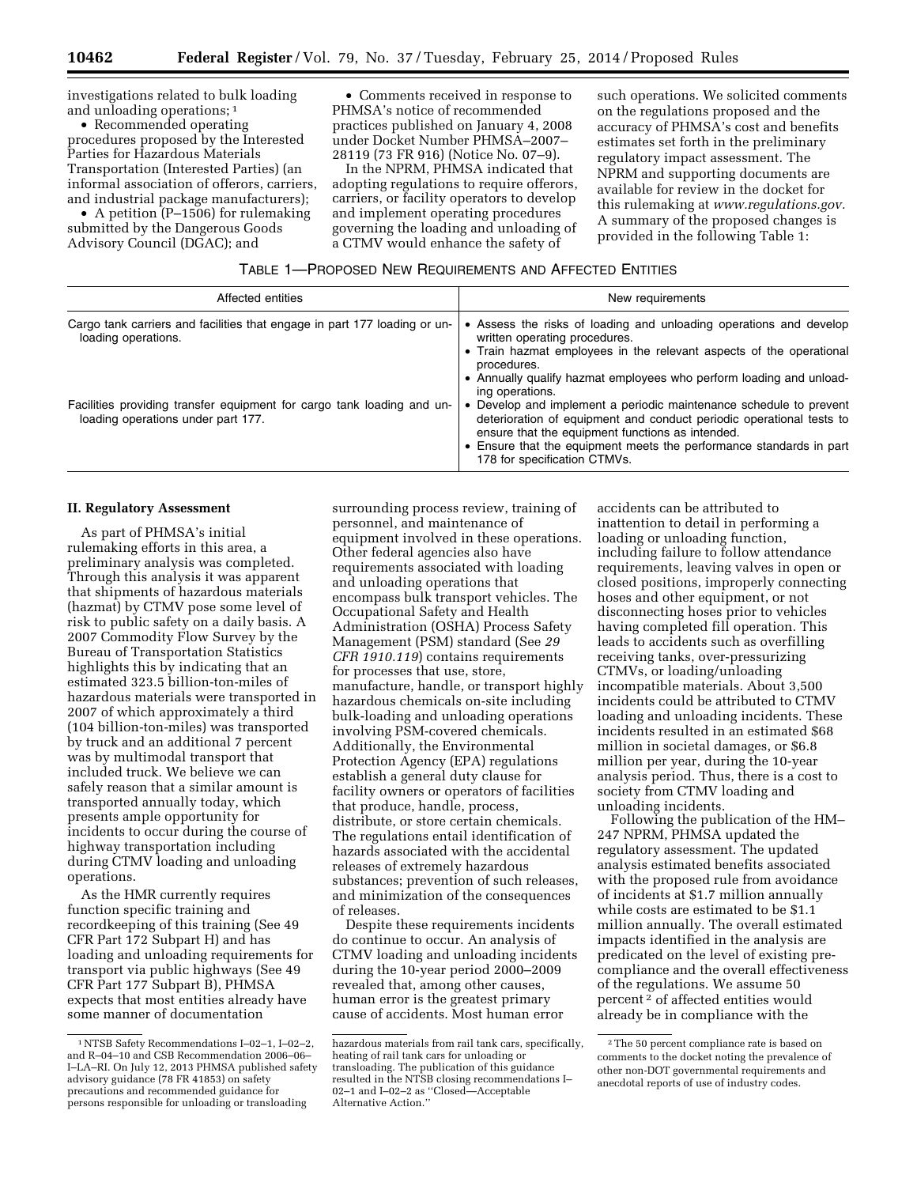investigations related to bulk loading and unloading operations; [1]

- Recommended operating procedures proposed by the Interested Parties for Hazardous Materials Transportation (Interested Parties) (an informal association of offerors, carriers, and industrial package manufacturers);
- A petition (P–1506) for rulemaking submitted by the Dangerous Goods Advisory Council (DGAC); and
- Comments received in response to PHMSA's notice of recommended practices published on January 4, 2008 under Docket Number PHMSA–2007–28119 (73 FR 916) (Notice No. 07–9).

In the NPRM, PHMSA indicated that adopting regulations to require offerors, carriers, or facility operators to develop and implement operating procedures governing the loading and unloading of a CTMV would enhance the safety of such operations. We solicited comments on the regulations proposed and the accuracy of PHMSA's cost and benefits estimates set forth in the preliminary regulatory impact assessment. The NPRM and supporting documents are available for review in the docket for this rulemaking at *www.regulations.gov.* A summary of the proposed changes is provided in the following Table 1:

TABLE 1—PROPOSED NEW REQUIREMENTS AND AFFECTED ENTITIES

| Affected entities | New requirements |
|---|---|
| Cargo tank carriers and facilities that engage in part 177 loading or unloading operations. | • Assess the risks of loading and unloading operations and develop written operating procedures.<br>• Train hazmat employees in the relevant aspects of the operational procedures.<br>• Annually qualify hazmat employees who perform loading and unloading operations. |
| Facilities providing transfer equipment for cargo tank loading and unloading operations under part 177. | • Develop and implement a periodic maintenance schedule to prevent deterioration of equipment and conduct periodic operational tests to ensure that the equipment functions as intended.<br>• Ensure that the equipment meets the performance standards in part 178 for specification CTMVs. |

## II. Regulatory Assessment

As part of PHMSA's initial rulemaking efforts in this area, a preliminary analysis was completed. Through this analysis it was apparent that shipments of hazardous materials (hazmat) by CTMV pose some level of risk to public safety on a daily basis. A 2007 Commodity Flow Survey by the Bureau of Transportation Statistics highlights this by indicating that an estimated 323.5 billion-ton-miles of hazardous materials were transported in 2007 of which approximately a third (104 billion-ton-miles) was transported by truck and an additional 7 percent was by multimodal transport that included truck. We believe we can safely reason that a similar amount is transported annually today, which presents ample opportunity for incidents to occur during the course of highway transportation including during CTMV loading and unloading operations.

As the HMR currently requires function specific training and recordkeeping of this training (See 49 CFR Part 172 Subpart H) and has loading and unloading requirements for transport via public highways (See 49 CFR Part 177 Subpart B), PHMSA expects that most entities already have some manner of documentation surrounding process review, training of personnel, and maintenance of equipment involved in these operations. Other federal agencies also have requirements associated with loading and unloading operations that encompass bulk transport vehicles. The Occupational Safety and Health Administration (OSHA) Process Safety Management (PSM) standard (See *29 CFR 1910.119*) contains requirements for processes that use, store, manufacture, handle, or transport highly hazardous chemicals on-site including bulk-loading and unloading operations involving PSM-covered chemicals. Additionally, the Environmental Protection Agency (EPA) regulations establish a general duty clause for facility owners or operators of facilities that produce, handle, process, distribute, or store certain chemicals. The regulations entail identification of hazards associated with the accidental releases of extremely hazardous substances; prevention of such releases, and minimization of the consequences of releases.

Despite these requirements incidents do continue to occur. An analysis of CTMV loading and unloading incidents during the 10-year period 2000–2009 revealed that, among other causes, human error is the greatest primary cause of accidents. Most human error accidents can be attributed to inattention to detail in performing a loading or unloading function, including failure to follow attendance requirements, leaving valves in open or closed positions, improperly connecting hoses and other equipment, or not disconnecting hoses prior to vehicles having completed fill operation. This leads to accidents such as overfilling receiving tanks, over-pressurizing CTMVs, or loading/unloading incompatible materials. About 3,500 incidents could be attributed to CTMV loading and unloading incidents. These incidents resulted in an estimated $68 million in societal damages, or $6.8 million per year, during the 10-year analysis period. Thus, there is a cost to society from CTMV loading and unloading incidents.

Following the publication of the HM–247 NPRM, PHMSA updated the regulatory assessment. The updated analysis estimated benefits associated with the proposed rule from avoidance of incidents at $1.7 million annually while costs are estimated to be $1.1 million annually. The overall estimated impacts identified in the analysis are predicated on the level of existing pre-compliance and the overall effectiveness of the regulations. We assume 50 percent [2] of affected entities would already be in compliance with the

---

[1] NTSB Safety Recommendations I–02–1, I–02–2, and R–04–10 and CSB Recommendation 2006–06–I–LA–RI. On July 12, 2013 PHMSA published safety advisory guidance (78 FR 41853) on safety precautions and recommended guidance for persons responsible for unloading or transloading hazardous materials from rail tank cars, specifically, heating of rail tank cars for unloading or transloading. The publication of this guidance resulted in the NTSB closing recommendations I–02–1 and I–02–2 as "Closed—Acceptable Alternative Action."

[2] The 50 percent compliance rate is based on comments to the docket noting the prevalence of other non-DOT governmental requirements and anecdotal reports of use of industry codes.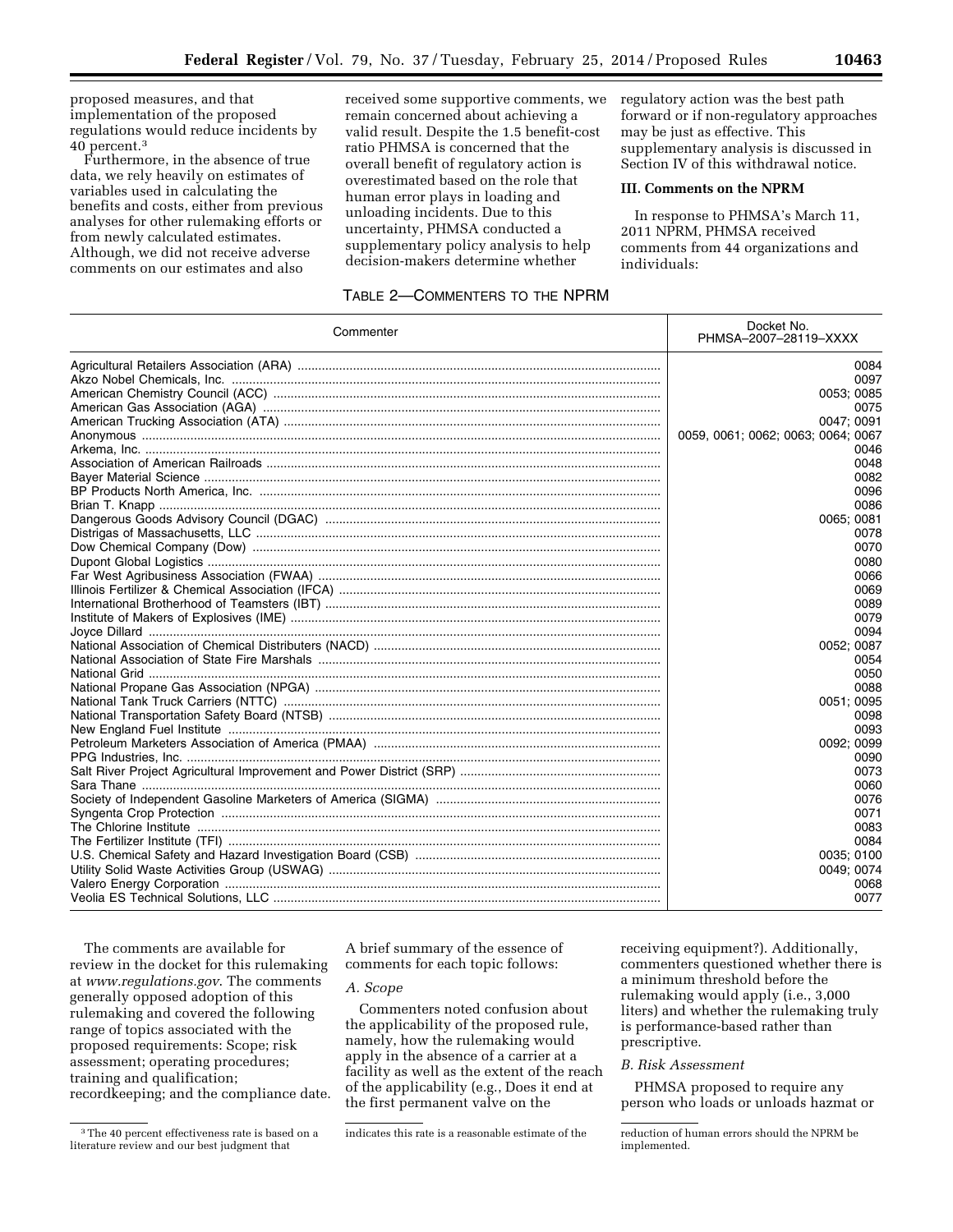proposed measures, and that implementation of the proposed regulations would reduce incidents by 40 percent.[3]

Furthermore, in the absence of true data, we rely heavily on estimates of variables used in calculating the benefits and costs, either from previous analyses for other rulemaking efforts or from newly calculated estimates. Although, we did not receive adverse comments on our estimates and also received some supportive comments, we remain concerned about achieving a valid result. Despite the 1.5 benefit-cost ratio PHMSA is concerned that the overall benefit of regulatory action is overestimated based on the role that human error plays in loading and unloading incidents. Due to this uncertainty, PHMSA conducted a supplementary policy analysis to help decision-makers determine whether regulatory action was the best path forward or if non-regulatory approaches may be just as effective. This supplementary analysis is discussed in Section IV of this withdrawal notice.

## III. Comments on the NPRM

In response to PHMSA's March 11, 2011 NPRM, PHMSA received comments from 44 organizations and individuals:

TABLE 2—COMMENTERS TO THE NPRM

| Commenter | Docket No. PHMSA–2007–28119–XXXX |
|---|---|
| Agricultural Retailers Association (ARA) | 0084 |
| Akzo Nobel Chemicals, Inc. | 0097 |
| American Chemistry Council (ACC) | 0053; 0085 |
| American Gas Association (AGA) | 0075 |
| American Trucking Association (ATA) | 0047; 0091 |
| Anonymous | 0059, 0061; 0062; 0063; 0064; 0067 |
| Arkema, Inc. | 0046 |
| Association of American Railroads | 0048 |
| Bayer Material Science | 0082 |
| BP Products North America, Inc. | 0096 |
| Brian T. Knapp | 0086 |
| Dangerous Goods Advisory Council (DGAC) | 0065; 0081 |
| Distrigas of Massachusetts, LLC | 0078 |
| Dow Chemical Company (Dow) | 0070 |
| Dupont Global Logistics | 0080 |
| Far West Agribusiness Association (FWAA) | 0066 |
| Illinois Fertilizer & Chemical Association (IFCA) | 0069 |
| International Brotherhood of Teamsters (IBT) | 0089 |
| Institute of Makers of Explosives (IME) | 0079 |
| Joyce Dillard | 0094 |
| National Association of Chemical Distributers (NACD) | 0052; 0087 |
| National Association of State Fire Marshals | 0054 |
| National Grid | 0050 |
| National Propane Gas Association (NPGA) | 0088 |
| National Tank Truck Carriers (NTTC) | 0051; 0095 |
| National Transportation Safety Board (NTSB) | 0098 |
| New England Fuel Institute | 0093 |
| Petroleum Marketers Association of America (PMAA) | 0092; 0099 |
| PPG Industries, Inc. | 0090 |
| Salt River Project Agricultural Improvement and Power District (SRP) | 0073 |
| Sara Thane | 0060 |
| Society of Independent Gasoline Marketers of America (SIGMA) | 0076 |
| Syngenta Crop Protection | 0071 |
| The Chlorine Institute | 0083 |
| The Fertilizer Institute (TFI) | 0084 |
| U.S. Chemical Safety and Hazard Investigation Board (CSB) | 0035; 0100 |
| Utility Solid Waste Activities Group (USWAG) | 0049; 0074 |
| Valero Energy Corporation | 0068 |
| Veolia ES Technical Solutions, LLC | 0077 |

The comments are available for review in the docket for this rulemaking at *www.regulations.gov*. The comments generally opposed adoption of this rulemaking and covered the following range of topics associated with the proposed requirements: Scope; risk assessment; operating procedures; training and qualification; recordkeeping; and the compliance date. A brief summary of the essence of comments for each topic follows:

### *A. Scope*

Commenters noted confusion about the applicability of the proposed rule, namely, how the rulemaking would apply in the absence of a carrier at a facility as well as the extent of the reach of the applicability (e.g., Does it end at the first permanent valve on the receiving equipment?). Additionally, commenters questioned whether there is a minimum threshold before the rulemaking would apply (i.e., 3,000 liters) and whether the rulemaking truly is performance-based rather than prescriptive.

### *B. Risk Assessment*

PHMSA proposed to require any person who loads or unloads hazmat or

[3] The 40 percent effectiveness rate is based on a literature review and our best judgment that indicates this rate is a reasonable estimate of the reduction of human errors should the NPRM be implemented.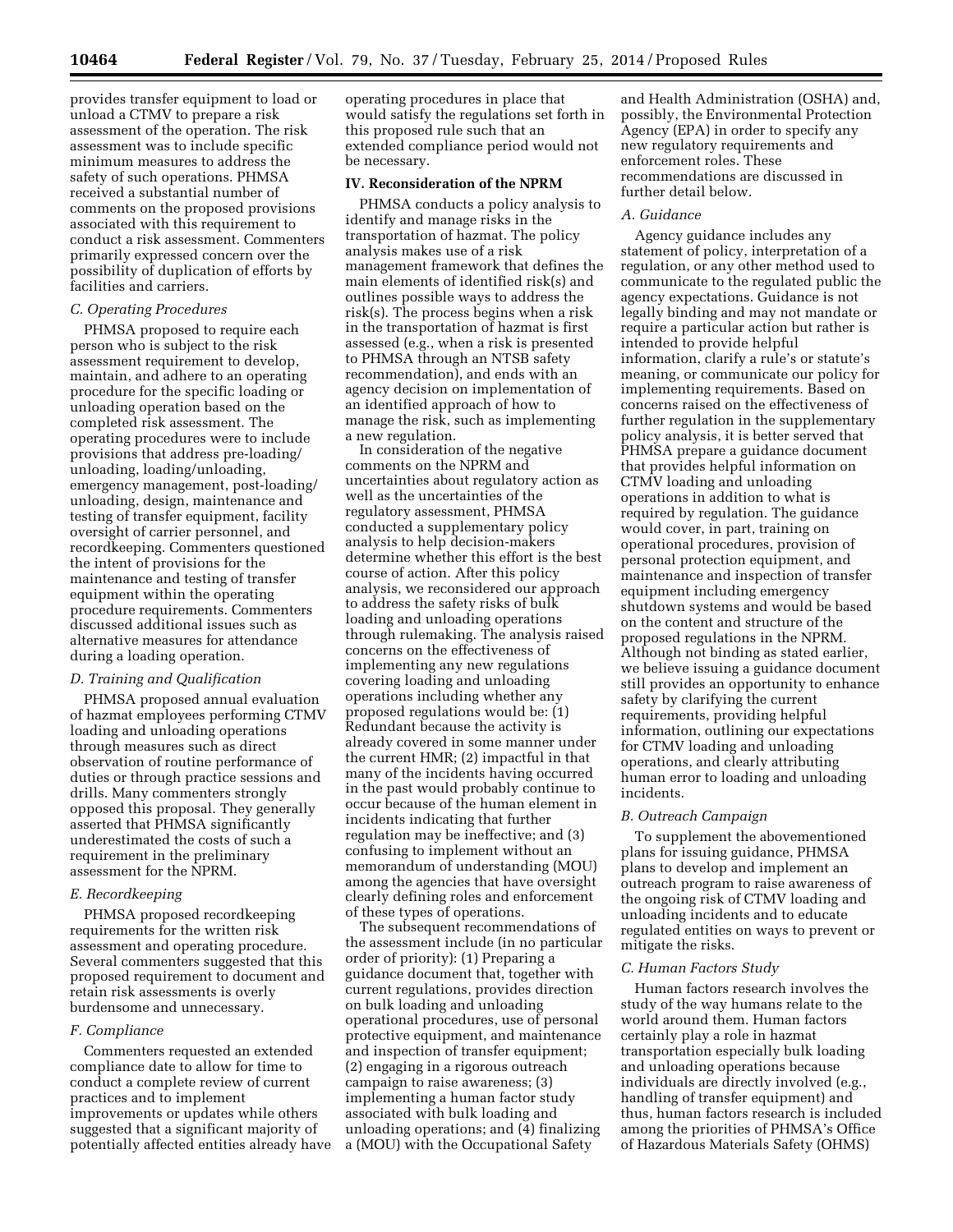provides transfer equipment to load or unload a CTMV to prepare a risk assessment of the operation. The risk assessment was to include specific minimum measures to address the safety of such operations. PHMSA received a substantial number of comments on the proposed provisions associated with this requirement to conduct a risk assessment. Commenters primarily expressed concern over the possibility of duplication of efforts by facilities and carriers.

### *C. Operating Procedures*

PHMSA proposed to require each person who is subject to the risk assessment requirement to develop, maintain, and adhere to an operating procedure for the specific loading or unloading operation based on the completed risk assessment. The operating procedures were to include provisions that address pre-loading/unloading, loading/unloading, emergency management, post-loading/unloading, design, maintenance and testing of transfer equipment, facility oversight of carrier personnel, and recordkeeping. Commenters questioned the intent of provisions for the maintenance and testing of transfer equipment within the operating procedure requirements. Commenters discussed additional issues such as alternative measures for attendance during a loading operation.

### *D. Training and Qualification*

PHMSA proposed annual evaluation of hazmat employees performing CTMV loading and unloading operations through measures such as direct observation of routine performance of duties or through practice sessions and drills. Many commenters strongly opposed this proposal. They generally asserted that PHMSA significantly underestimated the costs of such a requirement in the preliminary assessment for the NPRM.

### *E. Recordkeeping*

PHMSA proposed recordkeeping requirements for the written risk assessment and operating procedure. Several commenters suggested that this proposed requirement to document and retain risk assessments is overly burdensome and unnecessary.

### *F. Compliance*

Commenters requested an extended compliance date to allow for time to conduct a complete review of current practices and to implement improvements or updates while others suggested that a significant majority of potentially affected entities already have operating procedures in place that would satisfy the regulations set forth in this proposed rule such that an extended compliance period would not be necessary.

## IV. Reconsideration of the NPRM

PHMSA conducts a policy analysis to identify and manage risks in the transportation of hazmat. The policy analysis makes use of a risk management framework that defines the main elements of identified risk(s) and outlines possible ways to address the risk(s). The process begins when a risk in the transportation of hazmat is first assessed (e.g., when a risk is presented to PHMSA through an NTSB safety recommendation), and ends with an agency decision on implementation of an identified approach of how to manage the risk, such as implementing a new regulation.

In consideration of the negative comments on the NPRM and uncertainties about regulatory action as well as the uncertainties of the regulatory assessment, PHMSA conducted a supplementary policy analysis to help decision-makers determine whether this effort is the best course of action. After this policy analysis, we reconsidered our approach to address the safety risks of bulk loading and unloading operations through rulemaking. The analysis raised concerns on the effectiveness of implementing any new regulations covering loading and unloading operations including whether any proposed regulations would be: (1) Redundant because the activity is already covered in some manner under the current HMR; (2) impactful in that many of the incidents having occurred in the past would probably continue to occur because of the human element in incidents indicating that further regulation may be ineffective; and (3) confusing to implement without an memorandum of understanding (MOU) among the agencies that have oversight clearly defining roles and enforcement of these types of operations.

The subsequent recommendations of the assessment include (in no particular order of priority): (1) Preparing a guidance document that, together with current regulations, provides direction on bulk loading and unloading operational procedures, use of personal protective equipment, and maintenance and inspection of transfer equipment; (2) engaging in a rigorous outreach campaign to raise awareness; (3) implementing a human factor study associated with bulk loading and unloading operations; and (4) finalizing a (MOU) with the Occupational Safety and Health Administration (OSHA) and, possibly, the Environmental Protection Agency (EPA) in order to specify any new regulatory requirements and enforcement roles. These recommendations are discussed in further detail below.

### *A. Guidance*

Agency guidance includes any statement of policy, interpretation of a regulation, or any other method used to communicate to the regulated public the agency expectations. Guidance is not legally binding and may not mandate or require a particular action but rather is intended to provide helpful information, clarify a rule's or statute's meaning, or communicate our policy for implementing requirements. Based on concerns raised on the effectiveness of further regulation in the supplementary policy analysis, it is better served that PHMSA prepare a guidance document that provides helpful information on CTMV loading and unloading operations in addition to what is required by regulation. The guidance would cover, in part, training on operational procedures, provision of personal protection equipment, and maintenance and inspection of transfer equipment including emergency shutdown systems and would be based on the content and structure of the proposed regulations in the NPRM. Although not binding as stated earlier, we believe issuing a guidance document still provides an opportunity to enhance safety by clarifying the current requirements, providing helpful information, outlining our expectations for CTMV loading and unloading operations, and clearly attributing human error to loading and unloading incidents.

### *B. Outreach Campaign*

To supplement the abovementioned plans for issuing guidance, PHMSA plans to develop and implement an outreach program to raise awareness of the ongoing risk of CTMV loading and unloading incidents and to educate regulated entities on ways to prevent or mitigate the risks.

### *C. Human Factors Study*

Human factors research involves the study of the way humans relate to the world around them. Human factors certainly play a role in hazmat transportation especially bulk loading and unloading operations because individuals are directly involved (e.g., handling of transfer equipment) and thus, human factors research is included among the priorities of PHMSA's Office of Hazardous Materials Safety (OHMS)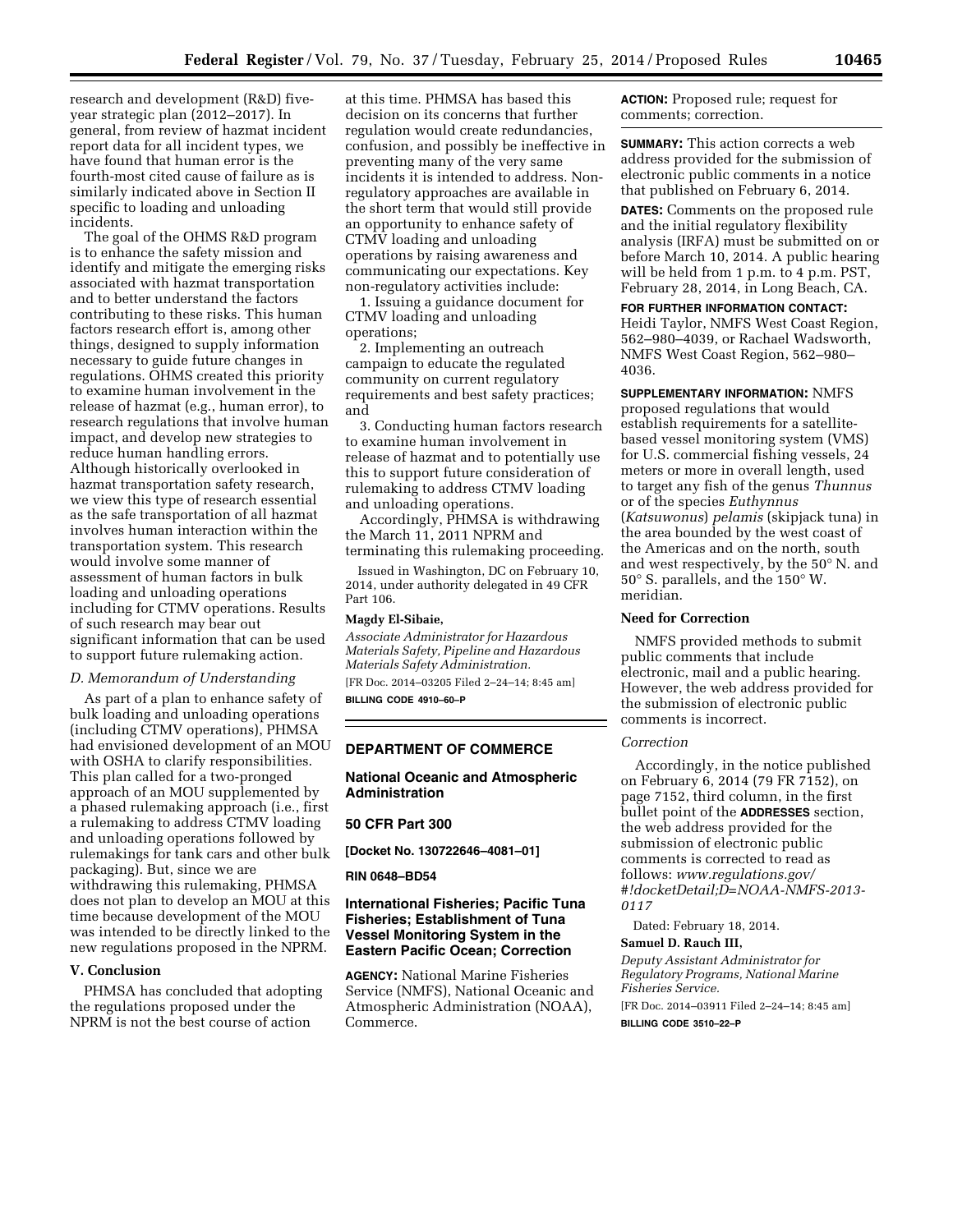research and development (R&D) five-year strategic plan (2012–2017). In general, from review of hazmat incident report data for all incident types, we have found that human error is the fourth-most cited cause of failure as is similarly indicated above in Section II specific to loading and unloading incidents.

The goal of the OHMS R&D program is to enhance the safety mission and identify and mitigate the emerging risks associated with hazmat transportation and to better understand the factors contributing to these risks. This human factors research effort is, among other things, designed to supply information necessary to guide future changes in regulations. OHMS created this priority to examine human involvement in the release of hazmat (e.g., human error), to research regulations that involve human impact, and develop new strategies to reduce human handling errors. Although historically overlooked in hazmat transportation safety research, we view this type of research essential as the safe transportation of all hazmat involves human interaction within the transportation system. This research would involve some manner of assessment of human factors in bulk loading and unloading operations including for CTMV operations. Results of such research may bear out significant information that can be used to support future rulemaking action.

*D. Memorandum of Understanding*

As part of a plan to enhance safety of bulk loading and unloading operations (including CTMV operations), PHMSA had envisioned development of an MOU with OSHA to clarify responsibilities. This plan called for a two-pronged approach of an MOU supplemented by a phased rulemaking approach (i.e., first a rulemaking to address CTMV loading and unloading operations followed by rulemakings for tank cars and other bulk packaging). But, since we are withdrawing this rulemaking, PHMSA does not plan to develop an MOU at this time because development of the MOU was intended to be directly linked to the new regulations proposed in the NPRM.

## V. Conclusion

PHMSA has concluded that adopting the regulations proposed under the NPRM is not the best course of action at this time. PHMSA has based this decision on its concerns that further regulation would create redundancies, confusion, and possibly be ineffective in preventing many of the very same incidents it is intended to address. Non-regulatory approaches are available in the short term that would still provide an opportunity to enhance safety of CTMV loading and unloading operations by raising awareness and communicating our expectations. Key non-regulatory activities include:

1. Issuing a guidance document for CTMV loading and unloading operations;

2. Implementing an outreach campaign to educate the regulated community on current regulatory requirements and best safety practices; and

3. Conducting human factors research to examine human involvement in release of hazmat and to potentially use this to support future consideration of rulemaking to address CTMV loading and unloading operations.

Accordingly, PHMSA is withdrawing the March 11, 2011 NPRM and terminating this rulemaking proceeding.

Issued in Washington, DC on February 10, 2014, under authority delegated in 49 CFR Part 106.

**Magdy El-Sibaie,**

*Associate Administrator for Hazardous Materials Safety, Pipeline and Hazardous Materials Safety Administration.*

[FR Doc. 2014–03205 Filed 2–24–14; 8:45 am]

**BILLING CODE 4910–60–P**

---

## DEPARTMENT OF COMMERCE

### National Oceanic and Atmospheric Administration

### 50 CFR Part 300

**[Docket No. 130722646–4081–01]**

**RIN 0648–BD54**

### International Fisheries; Pacific Tuna Fisheries; Establishment of Tuna Vessel Monitoring System in the Eastern Pacific Ocean; Correction

**AGENCY:** National Marine Fisheries Service (NMFS), National Oceanic and Atmospheric Administration (NOAA), Commerce.

**ACTION:** Proposed rule; request for comments; correction.

**SUMMARY:** This action corrects a web address provided for the submission of electronic public comments in a notice that published on February 6, 2014.

**DATES:** Comments on the proposed rule and the initial regulatory flexibility analysis (IRFA) must be submitted on or before March 10, 2014. A public hearing will be held from 1 p.m. to 4 p.m. PST, February 28, 2014, in Long Beach, CA.

**FOR FURTHER INFORMATION CONTACT:** Heidi Taylor, NMFS West Coast Region, 562–980–4039, or Rachael Wadsworth, NMFS West Coast Region, 562–980–4036.

**SUPPLEMENTARY INFORMATION:** NMFS proposed regulations that would establish requirements for a satellite-based vessel monitoring system (VMS) for U.S. commercial fishing vessels, 24 meters or more in overall length, used to target any fish of the genus *Thunnus* or of the species *Euthynnus* (*Katsuwonus*) *pelamis* (skipjack tuna) in the area bounded by the west coast of the Americas and on the north, south and west respectively, by the 50° N. and 50° S. parallels, and the 150° W. meridian.

### Need for Correction

NMFS provided methods to submit public comments that include electronic, mail and a public hearing. However, the web address provided for the submission of electronic public comments is incorrect.

*Correction*

Accordingly, in the notice published on February 6, 2014 (79 FR 7152), on page 7152, third column, in the first bullet point of the **ADDRESSES** section, the web address provided for the submission of electronic public comments is corrected to read as follows: *www.regulations.gov/#!docketDetail;D=NOAA-NMFS-2013-0117*

Dated: February 18, 2014.

**Samuel D. Rauch III,**

*Deputy Assistant Administrator for Regulatory Programs, National Marine Fisheries Service.*

[FR Doc. 2014–03911 Filed 2–24–14; 8:45 am]

**BILLING CODE 3510–22–P**